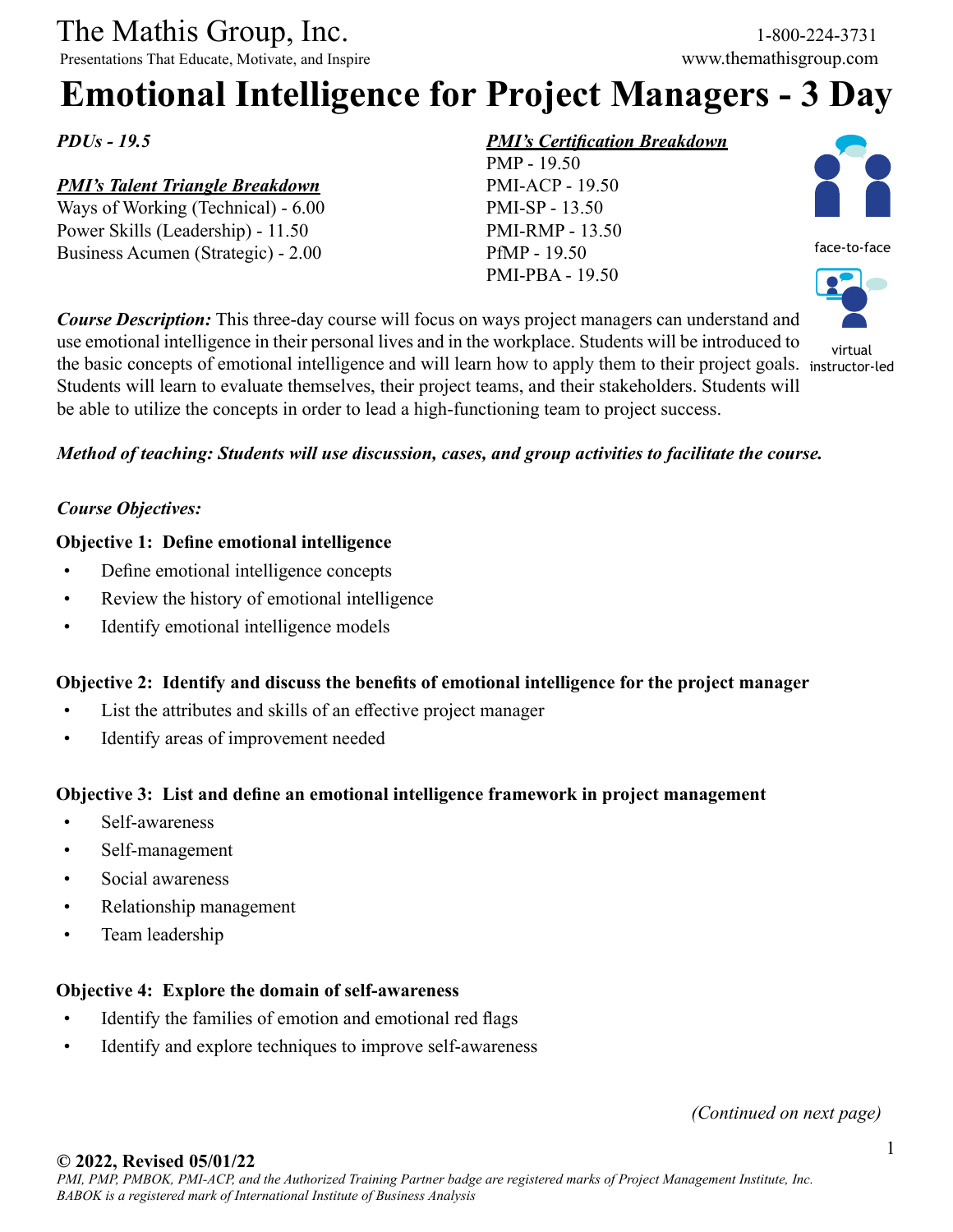The Mathis Group, Inc.
Presentations That Educate, Motivate, and Inspire

1-800-224-3731
www.themathisgroup.com

# Emotional Intelligence for Project Managers - 3 Day

***PDUs - 19.5***

***PMI's Talent Triangle Breakdown***

Ways of Working (Technical) - 6.00
Power Skills (Leadership) - 11.50
Business Acumen (Strategic) - 2.00

***PMI's Certification Breakdown***

PMP - 19.50
PMI-ACP - 19.50
PMI-SP - 13.50
PMI-RMP - 13.50
PfMP - 19.50
PMI-PBA - 19.50

face-to-face

virtual instructor-led

***Course Description:*** This three-day course will focus on ways project managers can understand and use emotional intelligence in their personal lives and in the workplace. Students will be introduced to the basic concepts of emotional intelligence and will learn how to apply them to their project goals. Students will learn to evaluate themselves, their project teams, and their stakeholders. Students will be able to utilize the concepts in order to lead a high-functioning team to project success.

***Method of teaching: Students will use discussion, cases, and group activities to facilitate the course.***

***Course Objectives:***

**Objective 1: Define emotional intelligence**

- Define emotional intelligence concepts
- Review the history of emotional intelligence
- Identify emotional intelligence models

**Objective 2: Identify and discuss the benefits of emotional intelligence for the project manager**

- List the attributes and skills of an effective project manager
- Identify areas of improvement needed

**Objective 3: List and define an emotional intelligence framework in project management**

- Self-awareness
- Self-management
- Social awareness
- Relationship management
- Team leadership

**Objective 4: Explore the domain of self-awareness**

- Identify the families of emotion and emotional red flags
- Identify and explore techniques to improve self-awareness

*(Continued on next page)*

**© 2022, Revised 05/01/22**
*PMI, PMP, PMBOK, PMI-ACP, and the Authorized Training Partner badge are registered marks of Project Management Institute, Inc.*
*BABOK is a registered mark of International Institute of Business Analysis*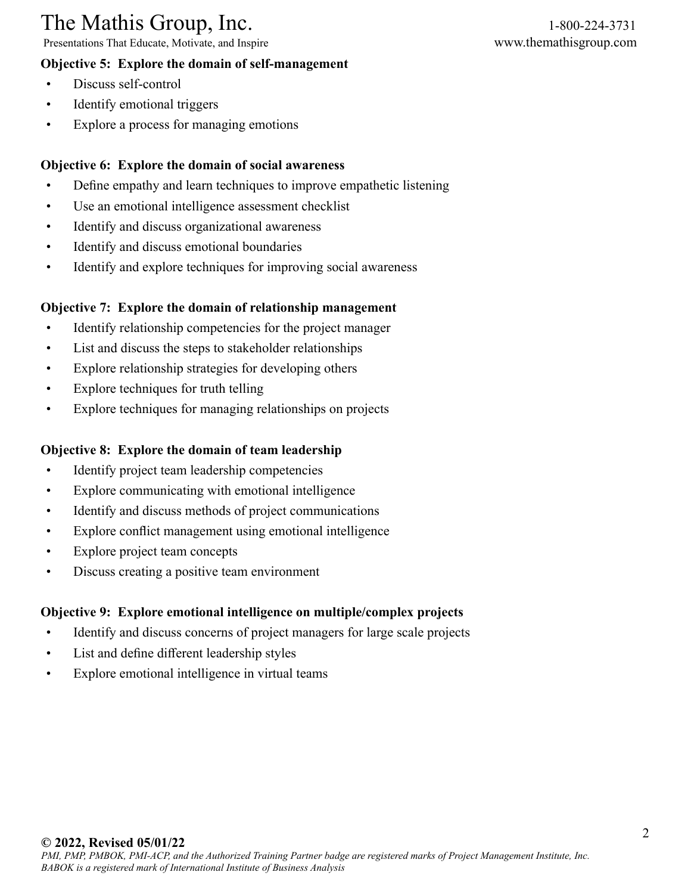**Objective 5: Explore the domain of self-management**

- Discuss self-control
- Identify emotional triggers
- Explore a process for managing emotions

**Objective 6: Explore the domain of social awareness**

- Define empathy and learn techniques to improve empathetic listening
- Use an emotional intelligence assessment checklist
- Identify and discuss organizational awareness
- Identify and discuss emotional boundaries
- Identify and explore techniques for improving social awareness

**Objective 7: Explore the domain of relationship management**

- Identify relationship competencies for the project manager
- List and discuss the steps to stakeholder relationships
- Explore relationship strategies for developing others
- Explore techniques for truth telling
- Explore techniques for managing relationships on projects

**Objective 8: Explore the domain of team leadership**

- Identify project team leadership competencies
- Explore communicating with emotional intelligence
- Identify and discuss methods of project communications
- Explore conflict management using emotional intelligence
- Explore project team concepts
- Discuss creating a positive team environment

**Objective 9: Explore emotional intelligence on multiple/complex projects**

- Identify and discuss concerns of project managers for large scale projects
- List and define different leadership styles
- Explore emotional intelligence in virtual teams